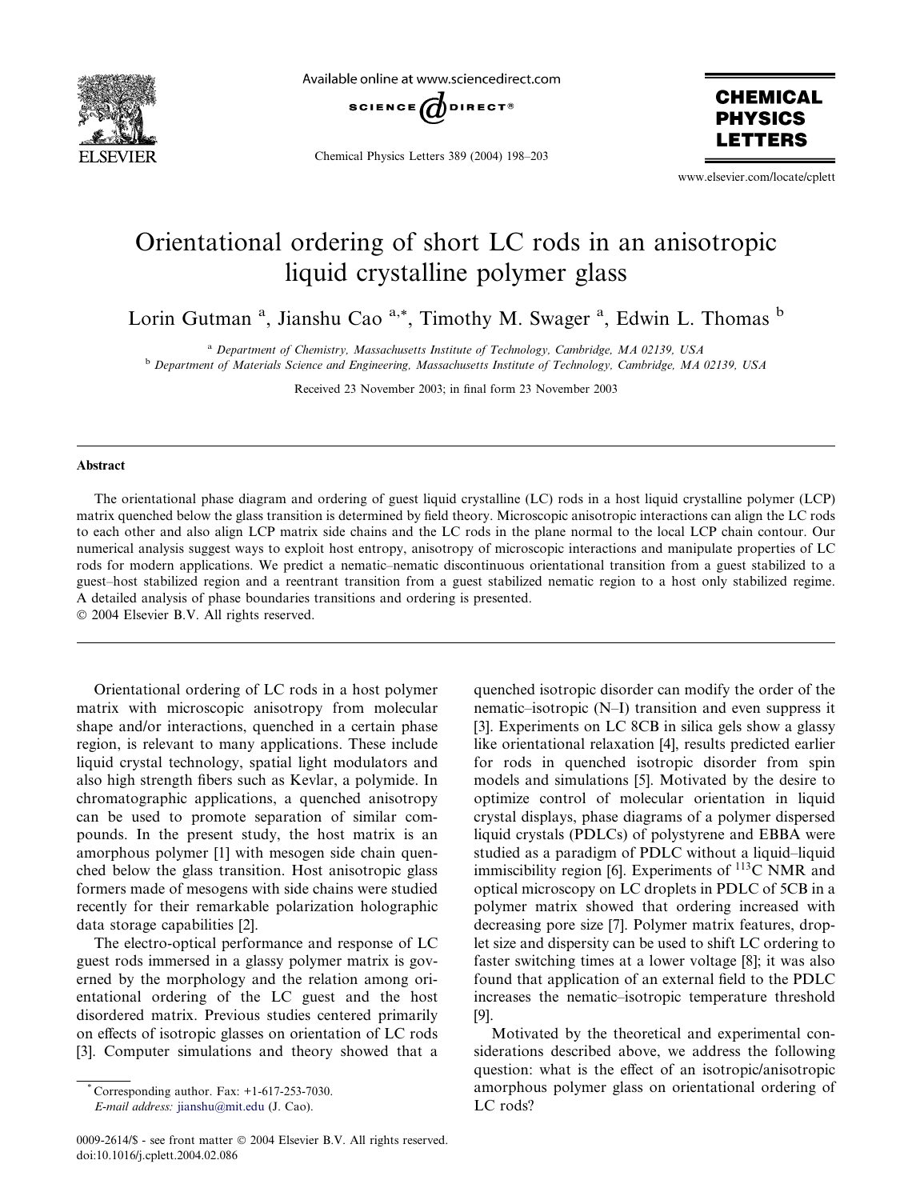# Orientational ordering of short LC rods in an anisotropic liquid crystalline polymer glass

Lorin Gutman [a], Jianshu Cao [a,*], Timothy M. Swager [a], Edwin L. Thomas [b]

[a] Department of Chemistry, Massachusetts Institute of Technology, Cambridge, MA 02139, USA

[b] Department of Materials Science and Engineering, Massachusetts Institute of Technology, Cambridge, MA 02139, USA

Received 23 November 2003; in final form 23 November 2003

## Abstract

The orientational phase diagram and ordering of guest liquid crystalline (LC) rods in a host liquid crystalline polymer (LCP) matrix quenched below the glass transition is determined by field theory. Microscopic anisotropic interactions can align the LC rods to each other and also align LCP matrix side chains and the LC rods in the plane normal to the local LCP chain contour. Our numerical analysis suggest ways to exploit host entropy, anisotropy of microscopic interactions and manipulate properties of LC rods for modern applications. We predict a nematic–nematic discontinuous orientational transition from a guest stabilized to a guest–host stabilized region and a reentrant transition from a guest stabilized nematic region to a host only stabilized regime. A detailed analysis of phase boundaries transitions and ordering is presented.

© 2004 Elsevier B.V. All rights reserved.

---

Orientational ordering of LC rods in a host polymer matrix with microscopic anisotropy from molecular shape and/or interactions, quenched in a certain phase region, is relevant to many applications. These include liquid crystal technology, spatial light modulators and also high strength fibers such as Kevlar, a polymide. In chromatographic applications, a quenched anisotropy can be used to promote separation of similar compounds. In the present study, the host matrix is an amorphous polymer [1] with mesogen side chain quenched below the glass transition. Host anisotropic glass formers made of mesogens with side chains were studied recently for their remarkable polarization holographic data storage capabilities [2].

The electro-optical performance and response of LC guest rods immersed in a glassy polymer matrix is governed by the morphology and the relation among orientational ordering of the LC guest and the host disordered matrix. Previous studies centered primarily on effects of isotropic glasses on orientation of LC rods [3]. Computer simulations and theory showed that a quenched isotropic disorder can modify the order of the nematic–isotropic (N–I) transition and even suppress it [3]. Experiments on LC 8CB in silica gels show a glassy like orientational relaxation [4], results predicted earlier for rods in quenched isotropic disorder from spin models and simulations [5]. Motivated by the desire to optimize control of molecular orientation in liquid crystal displays, phase diagrams of a polymer dispersed liquid crystals (PDLCs) of polystyrene and EBBA were studied as a paradigm of PDLC without a liquid–liquid immiscibility region [6]. Experiments of $^{113}$C NMR and optical microscopy on LC droplets in PDLC of 5CB in a polymer matrix showed that ordering increased with decreasing pore size [7]. Polymer matrix features, droplet size and dispersity can be used to shift LC ordering to faster switching times at a lower voltage [8]; it was also found that application of an external field to the PDLC increases the nematic–isotropic temperature threshold [9].

Motivated by the theoretical and experimental considerations described above, we address the following question: what is the effect of an isotropic/anisotropic amorphous polymer glass on orientational ordering of LC rods?

---

* Corresponding author. Fax: +1-617-253-7030.
E-mail address: jianshu@mit.edu (J. Cao).

0009-2614/$ - see front matter © 2004 Elsevier B.V. All rights reserved.
doi:10.1016/j.cplett.2004.02.086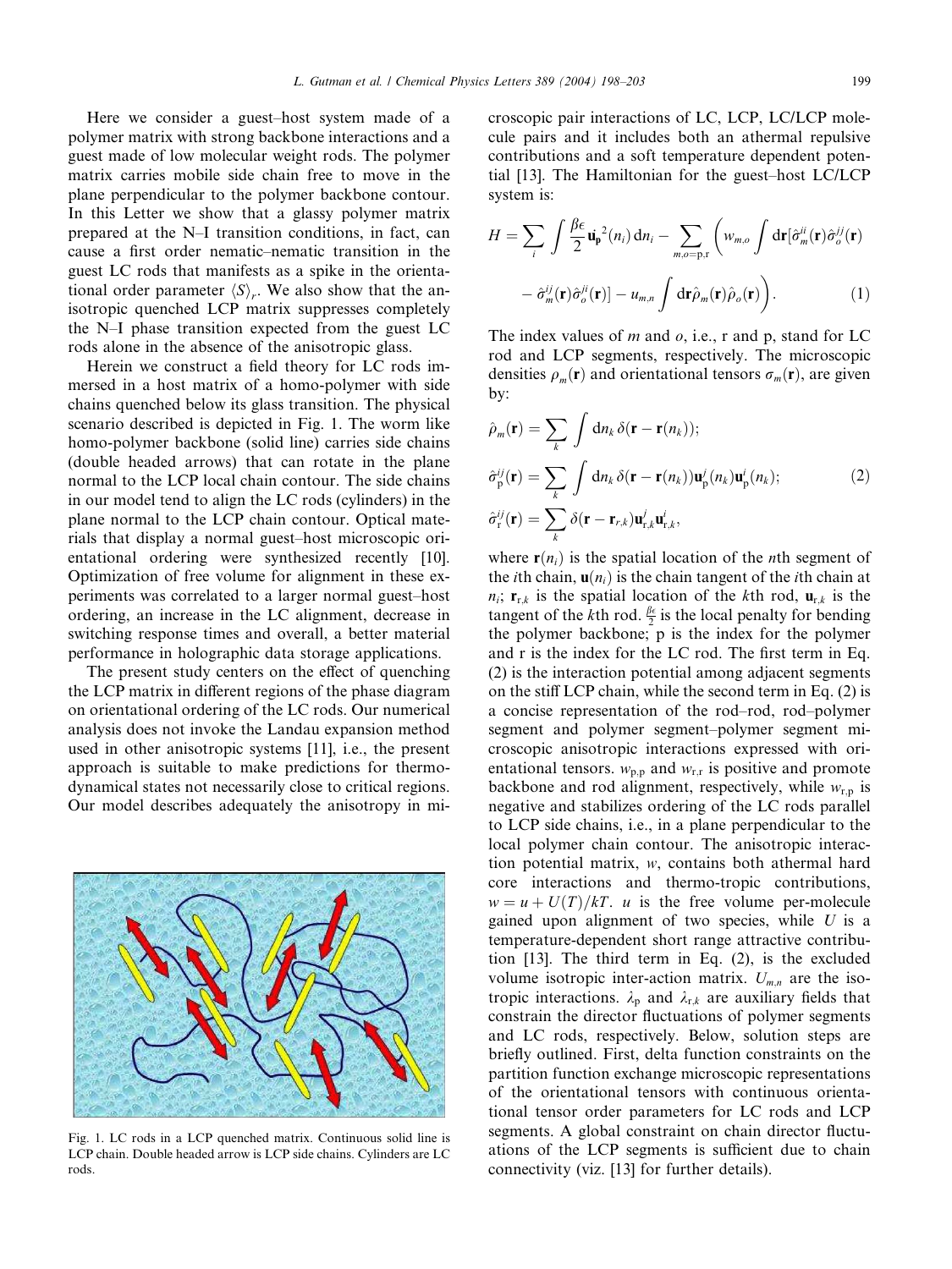Here we consider a guest–host system made of a polymer matrix with strong backbone interactions and a guest made of low molecular weight rods. The polymer matrix carries mobile side chain free to move in the plane perpendicular to the polymer backbone contour. In this Letter we show that a glassy polymer matrix prepared at the N–I transition conditions, in fact, can cause a first order nematic–nematic transition in the guest LC rods that manifests as a spike in the orientational order parameter $\langle S \rangle_r$. We also show that the anisotropic quenched LCP matrix suppresses completely the N–I phase transition expected from the guest LC rods alone in the absence of the anisotropic glass.

Herein we construct a field theory for LC rods immersed in a host matrix of a homo-polymer with side chains quenched below its glass transition. The physical scenario described is depicted in Fig. 1. The worm like homo-polymer backbone (solid line) carries side chains (double headed arrows) that can rotate in the plane normal to the LCP local chain contour. The side chains in our model tend to align the LC rods (cylinders) in the plane normal to the LCP chain contour. Optical materials that display a normal guest–host microscopic orientational ordering were synthesized recently [10]. Optimization of free volume for alignment in these experiments was correlated to a larger normal guest–host ordering, an increase in the LC alignment, decrease in switching response times and overall, a better material performance in holographic data storage applications.

The present study centers on the effect of quenching the LCP matrix in different regions of the phase diagram on orientational ordering of the LC rods. Our numerical analysis does not invoke the Landau expansion method used in other anisotropic systems [11], i.e., the present approach is suitable to make predictions for thermodynamical states not necessarily close to critical regions. Our model describes adequately the anisotropy in microscopic pair interactions of LC, LCP, LC/LCP molecule pairs and it includes both an athermal repulsive contributions and a soft temperature dependent potential [13]. The Hamiltonian for the guest–host LC/LCP system is:

Fig. 1. LC rods in a LCP quenched matrix. Continuous solid line is LCP chain. Double headed arrow is LCP side chains. Cylinders are LC rods.

$$H = \sum_i \int \frac{\beta\epsilon}{2} \dot{\mathbf{u}}_{\mathbf{p}}^{2}(n_i)\,\mathrm{d}n_i - \sum_{m,o=\mathrm{p,r}} \left( w_{m,o} \int \mathrm{d}\mathbf{r} [\hat{\sigma}_m^{ii}(\mathbf{r})\hat{\sigma}_o^{jj}(\mathbf{r}) - \hat{\sigma}_m^{ij}(\mathbf{r})\hat{\sigma}_o^{ji}(\mathbf{r})] - u_{m,n} \int \mathrm{d}\mathbf{r}\hat{\rho}_m(\mathbf{r})\hat{\rho}_o(\mathbf{r}) \right). \tag{1}$$

The index values of $m$ and $o$, i.e., r and p, stand for LC rod and LCP segments, respectively. The microscopic densities $\rho_m(\mathbf{r})$ and orientational tensors $\sigma_m(\mathbf{r})$, are given by:

$$\begin{aligned}
\hat{\rho}_m(\mathbf{r}) &= \sum_k \int \mathrm{d}n_k\, \delta(\mathbf{r} - \mathbf{r}(n_k)); \\
\hat{\sigma}_{\mathrm{p}}^{ij}(\mathbf{r}) &= \sum_k \int \mathrm{d}n_k\, \delta(\mathbf{r} - \mathbf{r}(n_k))\mathbf{u}_{\mathrm{p}}^{j}(n_k)\mathbf{u}_{\mathrm{p}}^{i}(n_k); \\
\hat{\sigma}_{\mathrm{r}}^{ij}(\mathbf{r}) &= \sum_k \delta(\mathbf{r} - \mathbf{r}_{r,k})\mathbf{u}_{\mathrm{r},k}^{j}\mathbf{u}_{\mathrm{r},k}^{i},
\end{aligned} \tag{2}$$

where $\mathbf{r}(n_i)$ is the spatial location of the $n$th segment of the $i$th chain, $\mathbf{u}(n_i)$ is the chain tangent of the $i$th chain at $n_i$; $\mathbf{r}_{\mathrm{r},k}$ is the spatial location of the $k$th rod, $\mathbf{u}_{\mathrm{r},k}$ is the tangent of the $k$th rod. $\frac{\beta\epsilon}{2}$ is the local penalty for bending the polymer backbone; p is the index for the polymer and r is the index for the LC rod. The first term in Eq. (2) is the interaction potential among adjacent segments on the stiff LCP chain, while the second term in Eq. (2) is a concise representation of the rod–rod, rod–polymer segment and polymer segment–polymer segment microscopic anisotropic interactions expressed with orientational tensors. $w_{\mathrm{p,p}}$ and $w_{\mathrm{r,r}}$ is positive and promote backbone and rod alignment, respectively, while $w_{\mathrm{r,p}}$ is negative and stabilizes ordering of the LC rods parallel to LCP side chains, i.e., in a plane perpendicular to the local polymer chain contour. The anisotropic interaction potential matrix, $w$, contains both athermal hard core interactions and thermo-tropic contributions, $w = u + U(T)/kT$. $u$ is the free volume per-molecule gained upon alignment of two species, while $U$ is a temperature-dependent short range attractive contribution [13]. The third term in Eq. (2), is the excluded volume isotropic inter-action matrix. $U_{m,n}$ are the isotropic interactions. $\lambda_{\mathrm{p}}$ and $\lambda_{\mathrm{r},k}$ are auxiliary fields that constrain the director fluctuations of polymer segments and LC rods, respectively. Below, solution steps are briefly outlined. First, delta function constraints on the partition function exchange microscopic representations of the orientational tensors with continuous orientational tensor order parameters for LC rods and LCP segments. A global constraint on chain director fluctuations of the LCP segments is sufficient due to chain connectivity (viz. [13] for further details).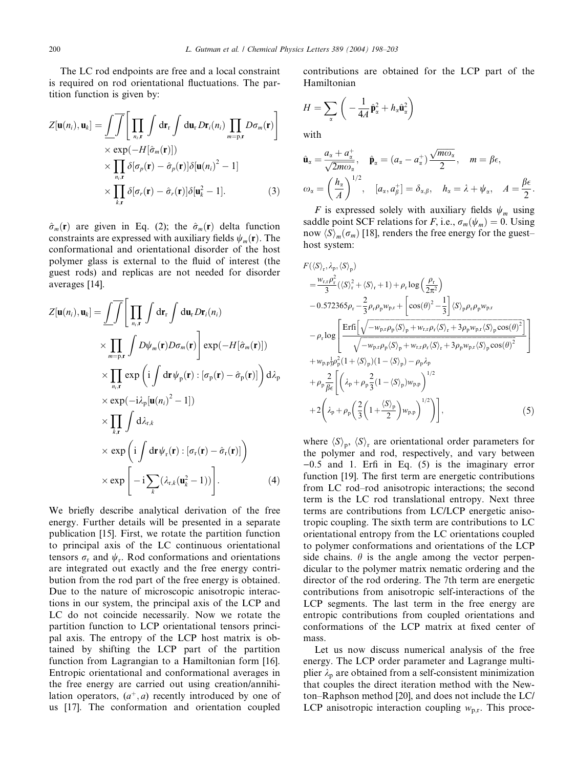The LC rod endpoints are free and a local constraint is required on rod orientational fluctuations. The partition function is given by:

$$
\begin{aligned}
Z[\mathbf{u}(n_i),\mathbf{u}_k] = \underline{\int}\overline{\int}\left[\prod_{n_i,\mathbf{r}}\int \mathrm{d}\mathbf{r}_\mathrm{r}\int \mathrm{d}\mathbf{u}_\mathrm{r} D\mathbf{r}_i(n_i)\prod_{m=\mathrm{p},\mathbf{r}} D\sigma_m(\mathbf{r})\right] \\
\times \exp(-H[\hat{\sigma}_m(\mathbf{r})]) \\
\times \prod_{n_i,\mathbf{r}} \delta[\sigma_p(\mathbf{r})-\hat{\sigma}_p(\mathbf{r})]\delta[\mathbf{u}(n_i)^2-1] \\
\times \prod_{k,\mathbf{r}} \delta[\sigma_r(\mathbf{r})-\hat{\sigma}_r(\mathbf{r})]\delta[\mathbf{u}_k^2-1]. \qquad (3)
\end{aligned}
$$

$\hat{\sigma}_m(\mathbf{r})$ are given in Eq. (2); the $\hat{\sigma}_m(\mathbf{r})$ delta function constraints are expressed with auxiliary fields $\psi_m(\mathbf{r})$. The conformational and orientational disorder of the host polymer glass is external to the fluid of interest (the guest rods) and replicas are not needed for disorder averages [14].

$$
\begin{aligned}
Z[\mathbf{u}(n_i),\mathbf{u}_k] = \underline{\int}\overline{\int}\left[\prod_{n_i,\mathbf{r}}\int \mathrm{d}\mathbf{r}_\mathrm{r}\int \mathrm{d}\mathbf{u}_\mathrm{r} D\mathbf{r}_i(n_i)\right. \\
\left.\times \prod_{m=\mathrm{p},\mathbf{r}}\int D\psi_m(\mathbf{r})D\sigma_m(\mathbf{r})\right]\exp(-H[\hat{\sigma}_m(\mathbf{r})]) \\
\times \prod_{n_i,\mathbf{r}} \exp\left(\mathrm{i}\int \mathrm{d}\mathbf{r}\,\psi_\mathrm{p}(\mathbf{r}) : [\sigma_\mathrm{p}(\mathbf{r})-\hat{\sigma}_\mathrm{p}(\mathbf{r})]\right)\mathrm{d}\lambda_\mathrm{p} \\
\times \exp(-\mathrm{i}\lambda_\mathrm{p}[\mathbf{u}(n_i)^2-1]) \\
\times \prod_{k,\mathbf{r}}\int \mathrm{d}\lambda_{\mathrm{r},k} \\
\times \exp\left(\mathrm{i}\int \mathrm{d}\mathbf{r}\,\psi_\mathrm{r}(\mathbf{r}) : [\sigma_\mathrm{r}(\mathbf{r})-\hat{\sigma}_\mathrm{r}(\mathbf{r})]\right) \\
\times \exp\left[-\mathrm{i}\sum_k(\lambda_{\mathrm{r},k}(\mathbf{u}_k^2-1))\right]. \qquad (4)
\end{aligned}
$$

We briefly describe analytical derivation of the free energy. Further details will be presented in a separate publication [15]. First, we rotate the partition function to principal axis of the LC continuous orientational tensors $\sigma_\mathrm{r}$ and $\psi_\mathrm{r}$. Rod conformations and orientations are integrated out exactly and the free energy contribution from the rod part of the free energy is obtained. Due to the nature of microscopic anisotropic interactions in our system, the principal axis of the LCP and LC do not coincide necessarily. Now we rotate the partition function to LCP orientational tensors principal axis. The entropy of the LCP host matrix is obtained by shifting the LCP part of the partition function from Lagrangian to a Hamiltonian form [16]. Entropic orientational and conformational averages in the free energy are carried out using creation/annihilation operators, $(a^+, a)$ recently introduced by one of us [17]. The conformation and orientation coupled contributions are obtained for the LCP part of the Hamiltonian

$$
H = \sum_\alpha\left(-\frac{1}{4A}\hat{\mathbf{p}}_\alpha^2 + h_\alpha\hat{\mathbf{u}}_\alpha^2\right)
$$

with

$$
\hat{\mathbf{u}}_\alpha = \frac{a_\alpha + a_\alpha^+}{\sqrt{2m\omega_\alpha}},\quad \hat{\mathbf{p}}_\alpha = (a_\alpha - a_\alpha^+)\frac{\sqrt{m\omega_\alpha}}{2},\quad m=\beta\epsilon,
$$

$$
\omega_\alpha = \left(\frac{h_\alpha}{A}\right)^{1/2},\quad [a_\alpha, a_\beta^+] = \delta_{\alpha,\beta},\quad h_\alpha = \lambda + \psi_\alpha,\quad A = \frac{\beta\epsilon}{2}.
$$

$F$ is expressed solely with auxiliary fields $\psi_m$ using saddle point SCF relations for $F$, i.e., $\sigma_m(\psi_m) = 0$. Using now $\langle S\rangle_m(\sigma_m)$ [18], renders the free energy for the guest–host system:

$$
\begin{aligned}
&F(\langle S\rangle_\mathrm{r},\lambda_\mathrm{p},\langle S\rangle_\mathrm{p}) \\
&= \frac{w_{\mathrm{r,r}}\rho_\mathrm{r}^2}{3}(\langle S\rangle_\mathrm{r}^2 + \langle S\rangle_\mathrm{r} + 1) + \rho_\mathrm{r}\log\left(\frac{\rho_\mathrm{r}}{2\pi^2}\right) \\
&\quad - 0.572365\rho_\mathrm{r} - \frac{2}{3}\rho_\mathrm{r}\rho_\mathrm{p}w_{\mathrm{p,r}} + \left[\cos(\theta)^2 - \frac{1}{3}\right]\langle S\rangle_\mathrm{p}\rho_\mathrm{r}\rho_\mathrm{p}w_{\mathrm{p,r}} \\
&\quad - \rho_\mathrm{r}\log\left[\frac{\mathrm{Erfi}\left[\sqrt{-w_{\mathrm{p,r}}\rho_\mathrm{p}\langle S\rangle_\mathrm{p} + w_{\mathrm{r,r}}\rho_\mathrm{r}\langle S\rangle_\mathrm{r} + 3\rho_\mathrm{p}w_{\mathrm{p,r}}\langle S\rangle_\mathrm{p}\cos(\theta)^2}\right]}{\sqrt{-w_{\mathrm{p,r}}\rho_\mathrm{p}\langle S\rangle_\mathrm{p} + w_{\mathrm{r,r}}\rho_\mathrm{r}\langle S\rangle_\mathrm{r} + 3\rho_\mathrm{p}w_{\mathrm{p,r}}\langle S\rangle_\mathrm{p}\cos(\theta)^2}}\right] \\
&\quad + w_{\mathrm{p,p}}\tfrac{1}{3}\rho_\mathrm{p}^2(1 + \langle S\rangle_\mathrm{p})(1 - \langle S\rangle_\mathrm{p}) - \rho_\mathrm{p}\lambda_\mathrm{p} \\
&\quad + \rho_\mathrm{p}\frac{2}{\beta\epsilon}\left[\left(\lambda_\mathrm{p} + \rho_\mathrm{p}\frac{2}{3}(1 - \langle S\rangle_\mathrm{p})w_{\mathrm{p,p}}\right)^{1/2}\right. \\
&\quad \left. + 2\left(\lambda_\mathrm{p} + \rho_\mathrm{p}\left(\frac{2}{3}\left(1 + \frac{\langle S\rangle_\mathrm{p}}{2}\right)w_{\mathrm{p,p}}\right)^{1/2}\right)\right], \qquad (5)
\end{aligned}
$$

where $\langle S\rangle_\mathrm{p}$, $\langle S\rangle_\mathrm{r}$ are orientational order parameters for the polymer and rod, respectively, and vary between $-0.5$ and 1. Erfi in Eq. (5) is the imaginary error function [19]. The first term are energetic contributions from LC rod–rod anisotropic interactions; the second term is the LC rod translational entropy. Next three terms are contributions from LC/LCP energetic anisotropic coupling. The sixth term are contributions to LC orientational entropy from the LC orientations coupled to polymer conformations and orientations of the LCP side chains. $\theta$ is the angle among the vector perpendicular to the polymer matrix nematic ordering and the director of the rod ordering. The 7th term are energetic contributions from anisotropic self-interactions of the LCP segments. The last term in the free energy are entropic contributions from coupled orientations and conformations of the LCP matrix at fixed center of mass.

Let us now discuss numerical analysis of the free energy. The LCP order parameter and Lagrange multiplier $\lambda_\mathrm{p}$ are obtained from a self-consistent minimization that couples the direct iteration method with the Newton–Raphson method [20], and does not include the LC/LCP anisotropic interaction coupling $w_{\mathrm{p,r}}$. This proce-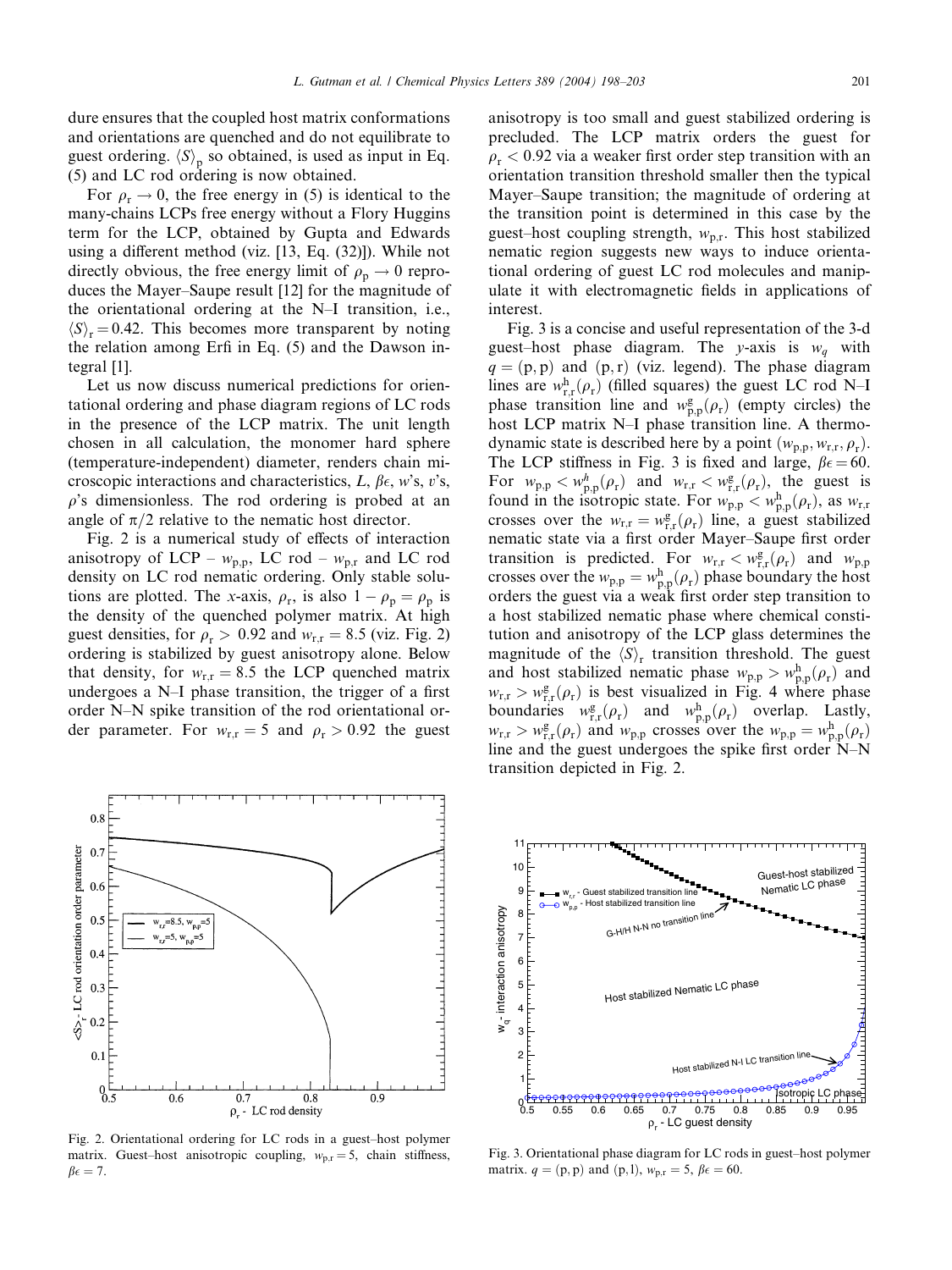dure ensures that the coupled host matrix conformations and orientations are quenched and do not equilibrate to guest ordering. $\langle S \rangle_{\rm p}$ so obtained, is used as input in Eq. (5) and LC rod ordering is now obtained.

For $\rho_{\rm r} \to 0$, the free energy in (5) is identical to the many-chains LCPs free energy without a Flory Huggins term for the LCP, obtained by Gupta and Edwards using a different method (viz. [13, Eq. (32)]). While not directly obvious, the free energy limit of $\rho_{\rm p} \to 0$ reproduces the Mayer–Saupe result [12] for the magnitude of the orientational ordering at the N–I transition, i.e., $\langle S \rangle_{\rm r} = 0.42$. This becomes more transparent by noting the relation among Erfi in Eq. (5) and the Dawson integral [1].

Let us now discuss numerical predictions for orientational ordering and phase diagram regions of LC rods in the presence of the LCP matrix. The unit length chosen in all calculation, the monomer hard sphere (temperature-independent) diameter, renders chain microscopic interactions and characteristics, $L$, $\beta\epsilon$, $w$'s, $v$'s, $\rho$'s dimensionless. The rod ordering is probed at an angle of $\pi/2$ relative to the nematic host director.

Fig. 2 is a numerical study of effects of interaction anisotropy of LCP – $w_{\rm p,p}$, LC rod – $w_{\rm p,r}$ and LC rod density on LC rod nematic ordering. Only stable solutions are plotted. The $x$-axis, $\rho_{\rm r}$, is also $1 - \rho_{\rm p} = \rho_{\rm p}$ is the density of the quenched polymer matrix. At high guest densities, for $\rho_{\rm r} > 0.92$ and $w_{\rm r,r} = 8.5$ (viz. Fig. 2) ordering is stabilized by guest anisotropy alone. Below that density, for $w_{\rm r,r} = 8.5$ the LCP quenched matrix undergoes a N–I phase transition, the trigger of a first order N–N spike transition of the rod orientational order parameter. For $w_{\rm r,r} = 5$ and $\rho_{\rm r} > 0.92$ the guest anisotropy is too small and guest stabilized ordering is precluded. The LCP matrix orders the guest for $\rho_{\rm r} < 0.92$ via a weaker first order step transition with an orientation transition threshold smaller then the typical Mayer–Saupe transition; the magnitude of ordering at the transition point is determined in this case by the guest–host coupling strength, $w_{\rm p,r}$. This host stabilized nematic region suggests new ways to induce orientational ordering of guest LC rod molecules and manipulate it with electromagnetic fields in applications of interest.

Fig. 3 is a concise and useful representation of the 3-d guest–host phase diagram. The $y$-axis is $w_q$ with $q = ({\rm p,p})$ and $({\rm p,r})$ (viz. legend). The phase diagram lines are $w^{\rm h}_{\rm r,r}(\rho_{\rm r})$ (filled squares) the guest LC rod N–I phase transition line and $w^{\rm g}_{\rm p,p}(\rho_{\rm r})$ (empty circles) the host LCP matrix N–I phase transition line. A thermodynamic state is described here by a point $(w_{\rm p,p}, w_{\rm r,r}, \rho_{\rm r})$. The LCP stiffness in Fig. 3 is fixed and large, $\beta\epsilon = 60$. For $w_{\rm p,p} < w^{h}_{\rm p,p}(\rho_{\rm r})$ and $w_{\rm r,r} < w^{\rm g}_{\rm r,r}(\rho_{\rm r})$, the guest is found in the isotropic state. For $w_{\rm p,p} < w^{\rm h}_{\rm p,p}(\rho_{\rm r})$, as $w_{\rm r,r}$ crosses over the $w_{\rm r,r} = w^{\rm g}_{\rm r,r}(\rho_{\rm r})$ line, a guest stabilized nematic state via a first order Mayer–Saupe first order transition is predicted. For $w_{\rm r,r} < w^{\rm g}_{\rm r,r}(\rho_{\rm r})$ and $w_{\rm p,p}$ crosses over the $w_{\rm p,p} = w^{\rm h}_{\rm p,p}(\rho_{\rm r})$ phase boundary the host orders the guest via a weak first order step transition to a host stabilized nematic phase where chemical constitution and anisotropy of the LCP glass determines the magnitude of the $\langle S \rangle_{\rm r}$ transition threshold. The guest and host stabilized nematic phase $w_{\rm p,p} > w^{\rm h}_{\rm p,p}(\rho_{\rm r})$ and $w_{\rm r,r} > w^{\rm g}_{\rm r,r}(\rho_{\rm r})$ is best visualized in Fig. 4 where phase boundaries $w^{\rm g}_{\rm r,r}(\rho_{\rm r})$ and $w^{\rm h}_{\rm p,p}(\rho_{\rm r})$ overlap. Lastly, $w_{\rm r,r} > w^{\rm g}_{\rm r,r}(\rho_{\rm r})$ and $w_{\rm p,p}$ crosses over the $w_{\rm p,p} = w^{\rm h}_{\rm p,p}(\rho_{\rm r})$ line and the guest undergoes the spike first order N–N transition depicted in Fig. 2.

Fig. 2. Orientational ordering for LC rods in a guest–host polymer matrix. Guest–host anisotropic coupling, $w_{\rm p,r} = 5$, chain stiffness, $\beta\epsilon = 7$.

Fig. 3. Orientational phase diagram for LC rods in guest–host polymer matrix. $q = ({\rm p,p})$ and $({\rm p,l})$, $w_{\rm p,r} = 5$, $\beta\epsilon = 60$.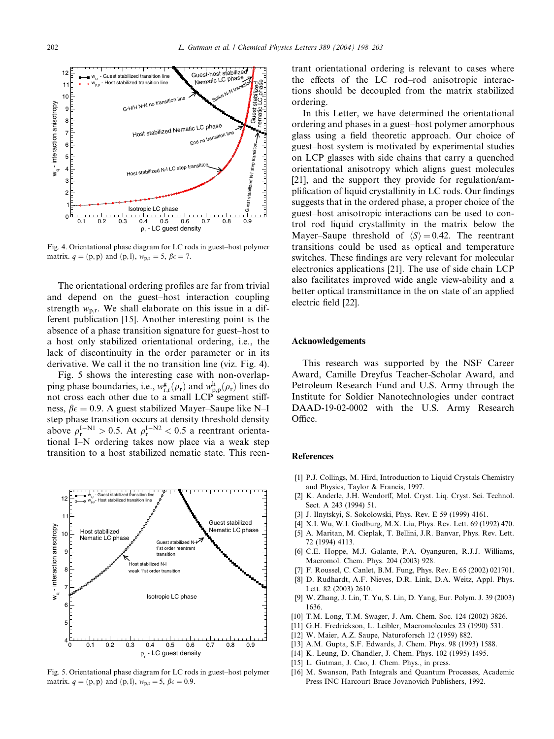Fig. 4. Orientational phase diagram for LC rods in guest–host polymer matrix. $q = (\text{p},\text{p})$ and $(\text{p},\text{l})$, $w_{\text{p,r}} = 5$, $\beta\epsilon = 7$.

The orientational ordering profiles are far from trivial and depend on the guest–host interaction coupling strength $w_{\text{p,r}}$. We shall elaborate on this issue in a different publication [15]. Another interesting point is the absence of a phase transition signature for guest–host to a host only stabilized orientational ordering, i.e., the lack of discontinuity in the order parameter or in its derivative. We call it the no transition line (viz. Fig. 4).

Fig. 5 shows the interesting case with non-overlapping phase boundaries, i.e., $w^{\text{g}}_{\text{r,r}}(\rho_{\text{r}})$ and $w^{\text{h}}_{\text{p,p}}(\rho_{\text{r}})$ lines do not cross each other due to a small LCP segment stiffness, $\beta\epsilon = 0.9$. A guest stabilized Mayer–Saupe like N–I step phase transition occurs at density threshold density above $\rho_{\text{r}}^{\text{I-N1}} > 0.5$. At $\rho_{\text{r}}^{\text{I-N2}} < 0.5$ a reentrant orientational I–N ordering takes now place via a weak step transition to a host stabilized nematic state. This reentrant orientational ordering is relevant to cases where the effects of the LC rod–rod anisotropic interactions should be decoupled from the matrix stabilized ordering.

Fig. 5. Orientational phase diagram for LC rods in guest–host polymer matrix. $q = (\text{p},\text{p})$ and $(\text{p},\text{l})$, $w_{\text{p,r}} = 5$, $\beta\epsilon = 0.9$.

In this Letter, we have determined the orientational ordering and phases in a guest–host polymer amorphous glass using a field theoretic approach. Our choice of guest–host system is motivated by experimental studies on LCP glasses with side chains that carry a quenched orientational anisotropy which aligns guest molecules [21], and the support they provide for regulation/amplification of liquid crystallinity in LC rods. Our findings suggests that in the ordered phase, a proper choice of the guest–host anisotropic interactions can be used to control rod liquid crystallinity in the matrix below the Mayer–Saupe threshold of $\langle S \rangle = 0.42$. The reentrant transitions could be used as optical and temperature switches. These findings are very relevant for molecular electronics applications [21]. The use of side chain LCP also facilitates improved wide angle view-ability and a better optical transmittance in the on state of an applied electric field [22].

## Acknowledgements

This research was supported by the NSF Career Award, Camille Dreyfus Teacher-Scholar Award, and Petroleum Research Fund and U.S. Army through the Institute for Soldier Nanotechnologies under contract DAAD-19-02-0002 with the U.S. Army Research Office.

## References

[1] P.J. Collings, M. Hird, Introduction to Liquid Crystals Chemistry and Physics, Taylor & Francis, 1997.
[2] K. Anderle, J.H. Wendorff, Mol. Cryst. Liq. Cryst. Sci. Technol. Sect. A 243 (1994) 51.
[3] J. Ilnytskyi, S. Sokolowski, Phys. Rev. E 59 (1999) 4161.
[4] X.I. Wu, W.I. Godburg, M.X. Liu, Phys. Rev. Lett. 69 (1992) 470.
[5] A. Maritan, M. Cieplak, T. Bellini, J.R. Banvar, Phys. Rev. Lett. 72 (1994) 4113.
[6] C.E. Hoppe, M.J. Galante, P.A. Oyanguren, R.J.J. Williams, Macromol. Chem. Phys. 204 (2003) 928.
[7] F. Roussel, C. Canlet, B.M. Fung, Phys. Rev. E 65 (2002) 021701.
[8] D. Rudhardt, A.F. Nieves, D.R. Link, D.A. Weitz, Appl. Phys. Lett. 82 (2003) 2610.
[9] W. Zhang, J. Lin, T. Yu, S. Lin, D. Yang, Eur. Polym. J. 39 (2003) 1636.
[10] T.M. Long, T.M. Swager, J. Am. Chem. Soc. 124 (2002) 3826.
[11] G.H. Fredrickson, L. Leibler, Macromolecules 23 (1990) 531.
[12] W. Maier, A.Z. Saupe, Naturoforsch 12 (1959) 882.
[13] A.M. Gupta, S.F. Edwards, J. Chem. Phys. 98 (1993) 1588.
[14] K. Leung, D. Chandler, J. Chem. Phys. 102 (1995) 1495.
[15] L. Gutman, J. Cao, J. Chem. Phys., in press.
[16] M. Swanson, Path Integrals and Quantum Processes, Academic Press INC Harcourt Brace Jovanovich Publishers, 1992.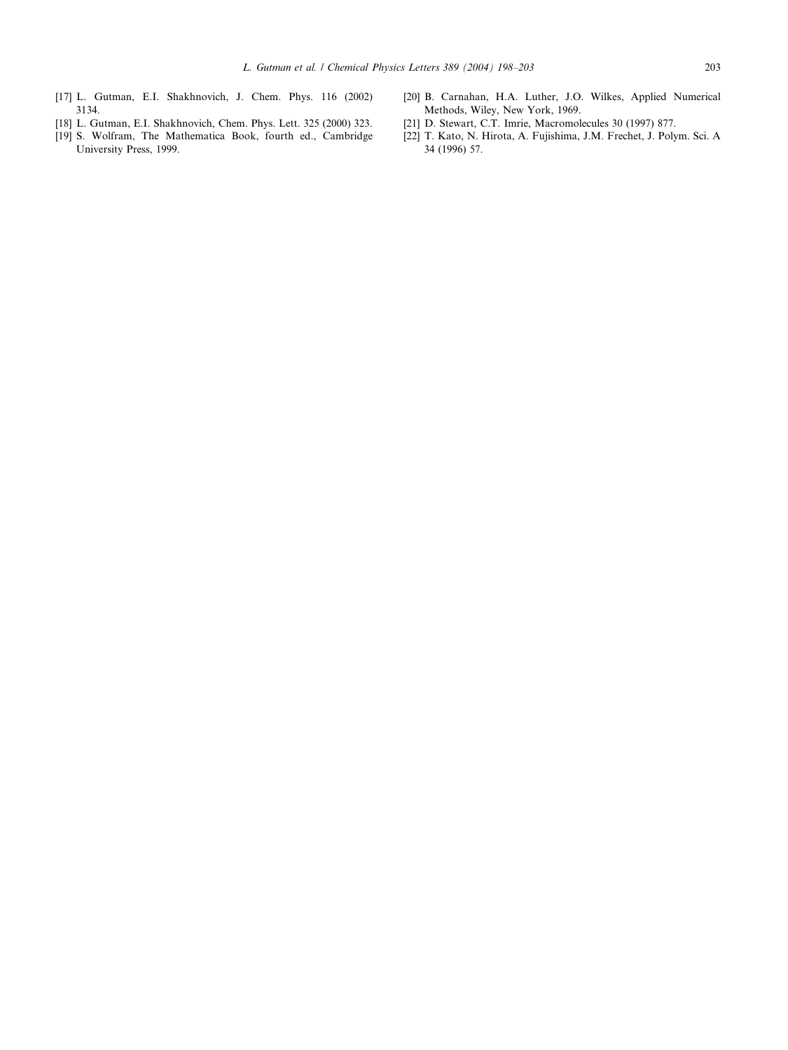[17] L. Gutman, E.I. Shakhnovich, J. Chem. Phys. 116 (2002) 3134.

[18] L. Gutman, E.I. Shakhnovich, Chem. Phys. Lett. 325 (2000) 323.

[19] S. Wolfram, The Mathematica Book, fourth ed., Cambridge University Press, 1999.

[20] B. Carnahan, H.A. Luther, J.O. Wilkes, Applied Numerical Methods, Wiley, New York, 1969.

[21] D. Stewart, C.T. Imrie, Macromolecules 30 (1997) 877.

[22] T. Kato, N. Hirota, A. Fujishima, J.M. Frechet, J. Polym. Sci. A 34 (1996) 57.